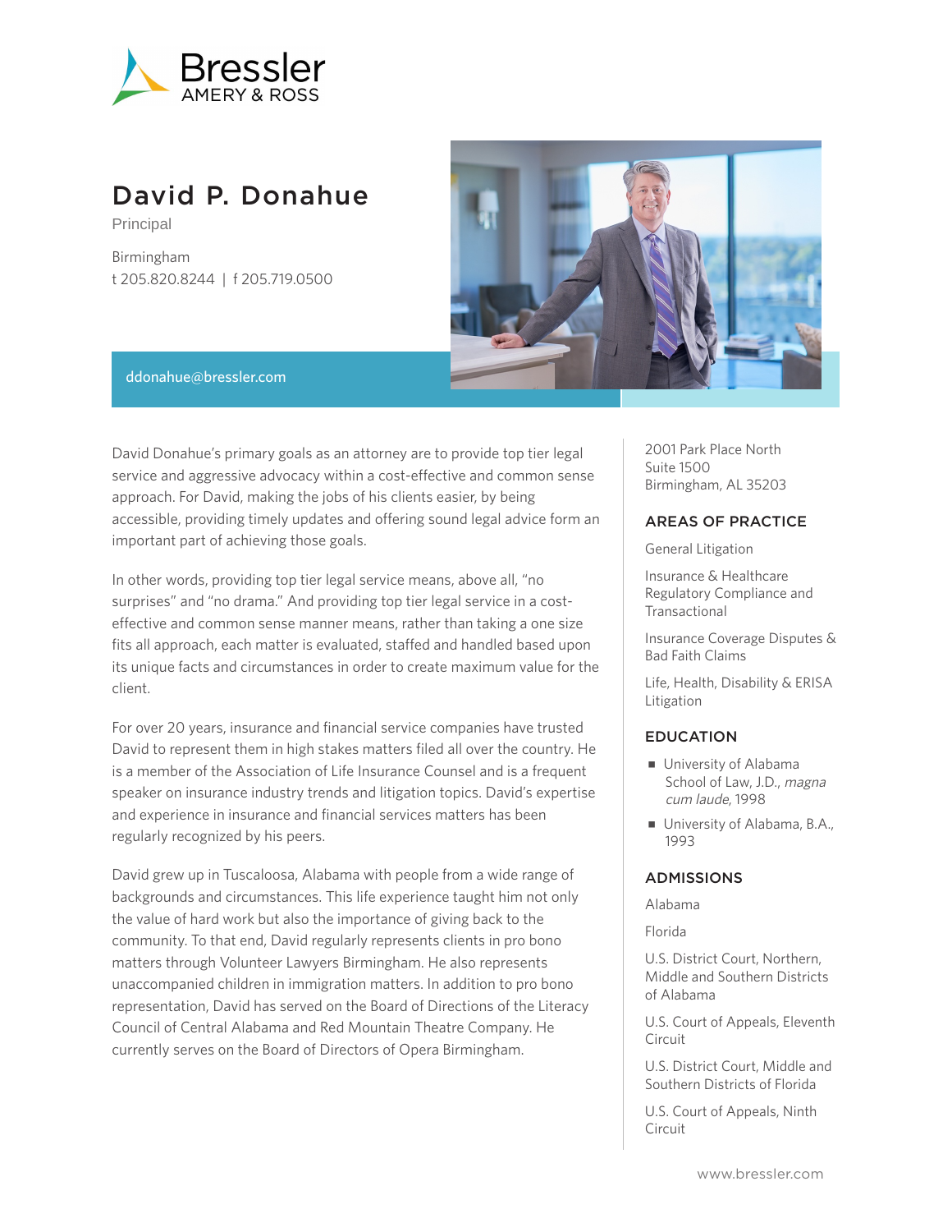Bressler
AMERY & ROSS

# David P. Donahue

Principal

Birmingham
t 205.820.8244 | f 205.719.0500

ddonahue@bressler.com

David Donahue's primary goals as an attorney are to provide top tier legal service and aggressive advocacy within a cost-effective and common sense approach. For David, making the jobs of his clients easier, by being accessible, providing timely updates and offering sound legal advice form an important part of achieving those goals.

In other words, providing top tier legal service means, above all, "no surprises" and "no drama." And providing top tier legal service in a cost-effective and common sense manner means, rather than taking a one size fits all approach, each matter is evaluated, staffed and handled based upon its unique facts and circumstances in order to create maximum value for the client.

For over 20 years, insurance and financial service companies have trusted David to represent them in high stakes matters filed all over the country. He is a member of the Association of Life Insurance Counsel and is a frequent speaker on insurance industry trends and litigation topics. David's expertise and experience in insurance and financial services matters has been regularly recognized by his peers.

David grew up in Tuscaloosa, Alabama with people from a wide range of backgrounds and circumstances. This life experience taught him not only the value of hard work but also the importance of giving back to the community. To that end, David regularly represents clients in pro bono matters through Volunteer Lawyers Birmingham. He also represents unaccompanied children in immigration matters. In addition to pro bono representation, David has served on the Board of Directions of the Literacy Council of Central Alabama and Red Mountain Theatre Company. He currently serves on the Board of Directors of Opera Birmingham.

2001 Park Place North
Suite 1500
Birmingham, AL 35203

## AREAS OF PRACTICE

General Litigation

Insurance & Healthcare Regulatory Compliance and Transactional

Insurance Coverage Disputes & Bad Faith Claims

Life, Health, Disability & ERISA Litigation

## EDUCATION

- University of Alabama School of Law, J.D., *magna cum laude*, 1998
- University of Alabama, B.A., 1993

## ADMISSIONS

Alabama

Florida

U.S. District Court, Northern, Middle and Southern Districts of Alabama

U.S. Court of Appeals, Eleventh Circuit

U.S. District Court, Middle and Southern Districts of Florida

U.S. Court of Appeals, Ninth Circuit

www.bressler.com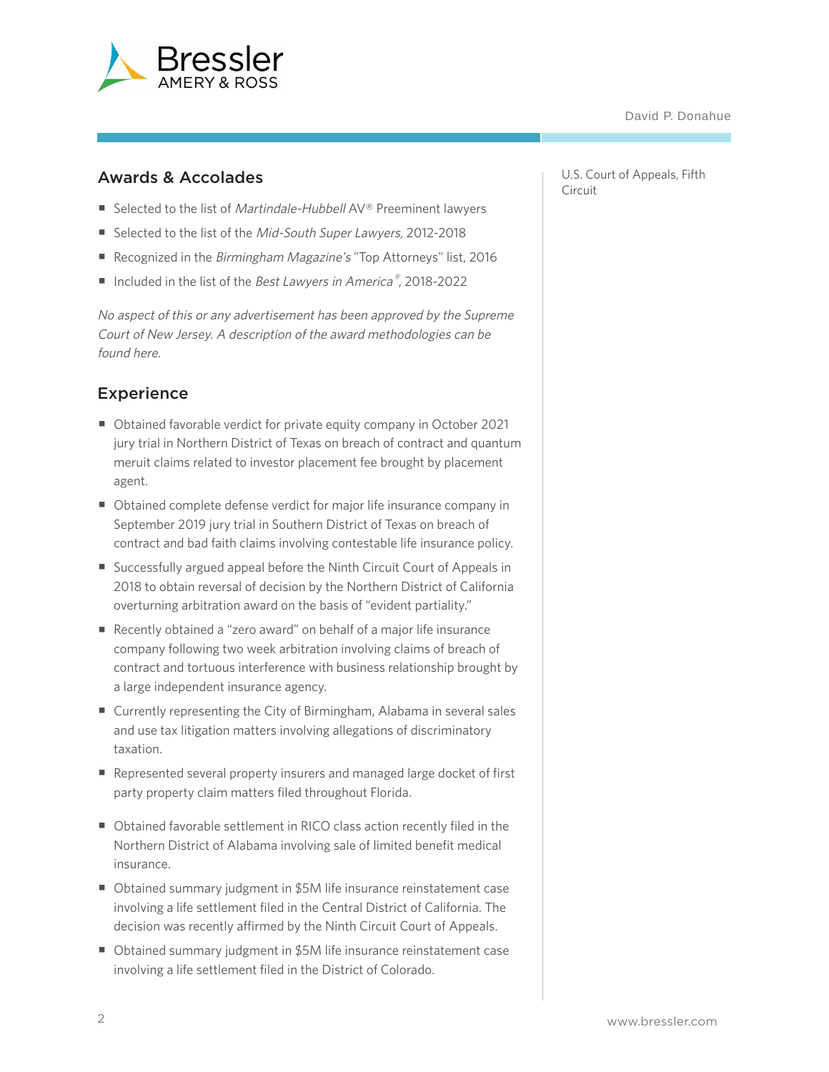U.S. Court of Appeals, Fifth Circuit

## Awards & Accolades

- Selected to the list of *Martindale-Hubbell* AV® Preeminent lawyers
- Selected to the list of the *Mid-South Super Lawyers*, 2012-2018
- Recognized in the *Birmingham Magazine's* "Top Attorneys" list, 2016
- Included in the list of the *Best Lawyers in America®*, 2018-2022

*No aspect of this or any advertisement has been approved by the Supreme Court of New Jersey. A description of the award methodologies can be found here.*

## Experience

- Obtained favorable verdict for private equity company in October 2021 jury trial in Northern District of Texas on breach of contract and quantum meruit claims related to investor placement fee brought by placement agent.
- Obtained complete defense verdict for major life insurance company in September 2019 jury trial in Southern District of Texas on breach of contract and bad faith claims involving contestable life insurance policy.
- Successfully argued appeal before the Ninth Circuit Court of Appeals in 2018 to obtain reversal of decision by the Northern District of California overturning arbitration award on the basis of "evident partiality."
- Recently obtained a "zero award" on behalf of a major life insurance company following two week arbitration involving claims of breach of contract and tortuous interference with business relationship brought by a large independent insurance agency.
- Currently representing the City of Birmingham, Alabama in several sales and use tax litigation matters involving allegations of discriminatory taxation.
- Represented several property insurers and managed large docket of first party property claim matters filed throughout Florida.
- Obtained favorable settlement in RICO class action recently filed in the Northern District of Alabama involving sale of limited benefit medical insurance.
- Obtained summary judgment in $5M life insurance reinstatement case involving a life settlement filed in the Central District of California. The decision was recently affirmed by the Ninth Circuit Court of Appeals.
- Obtained summary judgment in $5M life insurance reinstatement case involving a life settlement filed in the District of Colorado.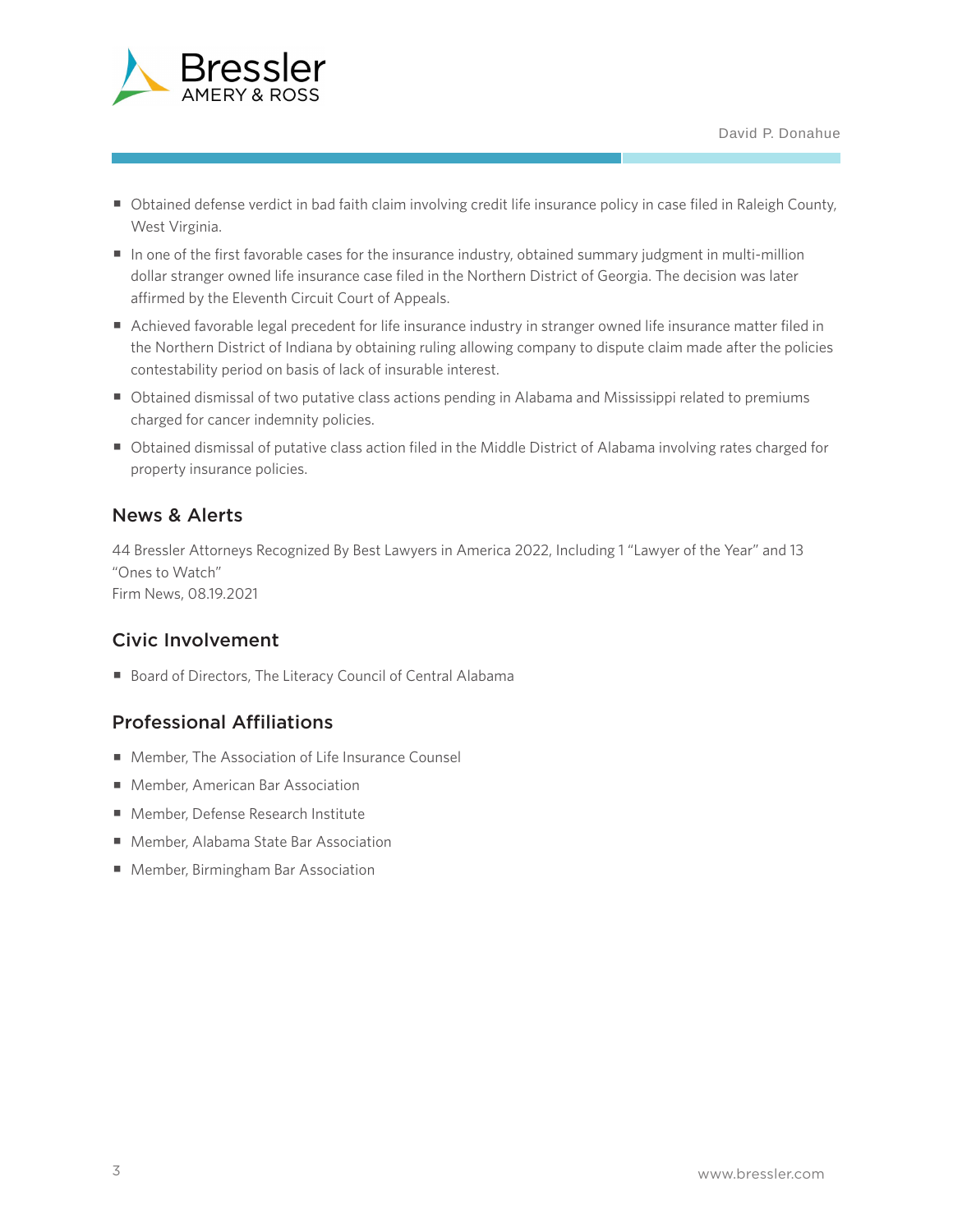- Obtained defense verdict in bad faith claim involving credit life insurance policy in case filed in Raleigh County, West Virginia.
- In one of the first favorable cases for the insurance industry, obtained summary judgment in multi-million dollar stranger owned life insurance case filed in the Northern District of Georgia. The decision was later affirmed by the Eleventh Circuit Court of Appeals.
- Achieved favorable legal precedent for life insurance industry in stranger owned life insurance matter filed in the Northern District of Indiana by obtaining ruling allowing company to dispute claim made after the policies contestability period on basis of lack of insurable interest.
- Obtained dismissal of two putative class actions pending in Alabama and Mississippi related to premiums charged for cancer indemnity policies.
- Obtained dismissal of putative class action filed in the Middle District of Alabama involving rates charged for property insurance policies.

## News & Alerts

44 Bressler Attorneys Recognized By Best Lawyers in America 2022, Including 1 "Lawyer of the Year" and 13 "Ones to Watch"
Firm News, 08.19.2021

## Civic Involvement

- Board of Directors, The Literacy Council of Central Alabama

## Professional Affiliations

- Member, The Association of Life Insurance Counsel
- Member, American Bar Association
- Member, Defense Research Institute
- Member, Alabama State Bar Association
- Member, Birmingham Bar Association